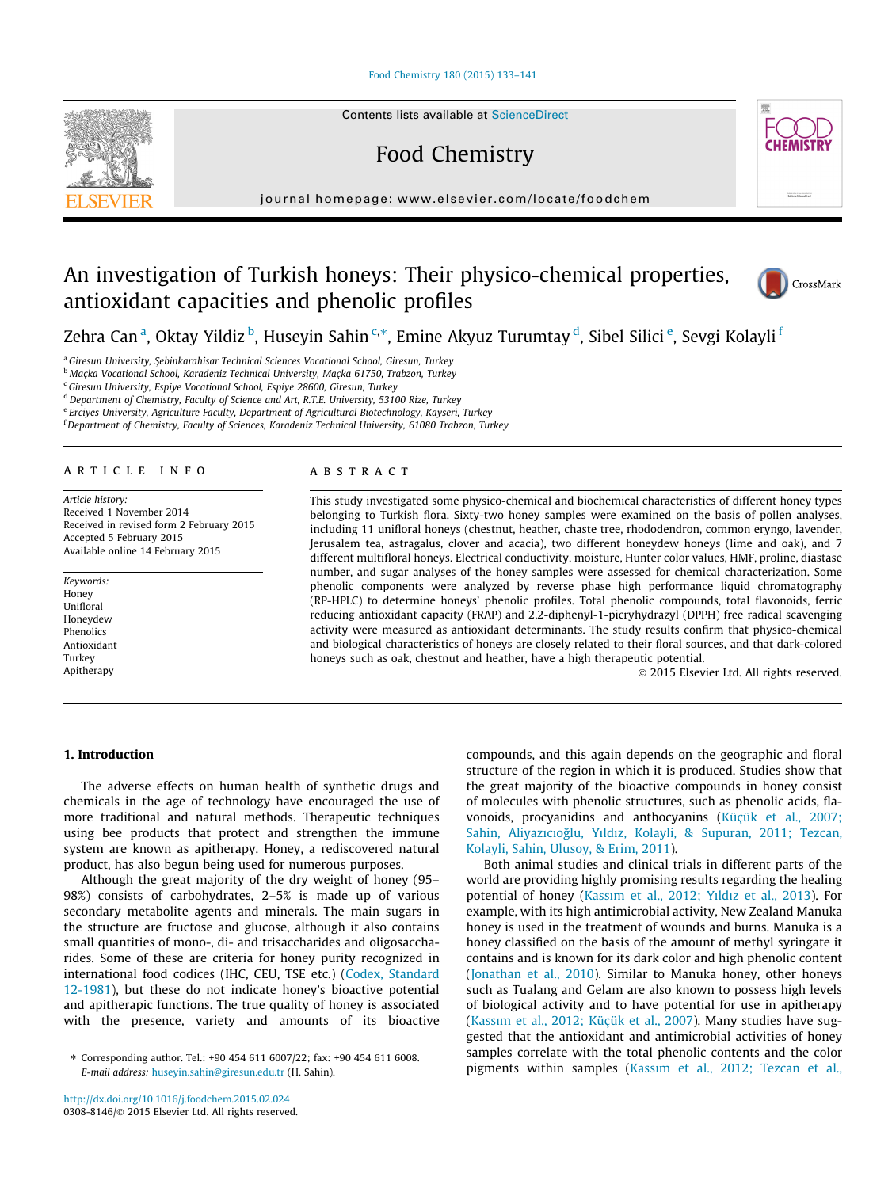# An investigation of Turkish honeys: Their physico-chemical properties, antioxidant capacities and phenolic profiles

Zehra Can [a], Oktay Yildiz [b], Huseyin Sahin [c,*], Emine Akyuz Turumtay [d], Sibel Silici [e], Sevgi Kolayli [f]

[a] Giresun University, Şebinkarahisar Technical Sciences Vocational School, Giresun, Turkey
[b] Maçka Vocational School, Karadeniz Technical University, Maçka 61750, Trabzon, Turkey
[c] Giresun University, Espiye Vocational School, Espiye 28600, Giresun, Turkey
[d] Department of Chemistry, Faculty of Science and Art, R.T.E. University, 53100 Rize, Turkey
[e] Erciyes University, Agriculture Faculty, Department of Agricultural Biotechnology, Kayseri, Turkey
[f] Department of Chemistry, Faculty of Sciences, Karadeniz Technical University, 61080 Trabzon, Turkey

## ARTICLE INFO

*Article history:*
Received 1 November 2014
Received in revised form 2 February 2015
Accepted 5 February 2015
Available online 14 February 2015

*Keywords:*
Honey
Unifloral
Honeydew
Phenolics
Antioxidant
Turkey
Apitherapy

## ABSTRACT

This study investigated some physico-chemical and biochemical characteristics of different honey types belonging to Turkish flora. Sixty-two honey samples were examined on the basis of pollen analyses, including 11 unifloral honeys (chestnut, heather, chaste tree, rhododendron, common eryngo, lavender, Jerusalem tea, astragalus, clover and acacia), two different honeydew honeys (lime and oak), and 7 different multifloral honeys. Electrical conductivity, moisture, Hunter color values, HMF, proline, diastase number, and sugar analyses of the honey samples were assessed for chemical characterization. Some phenolic components were analyzed by reverse phase high performance liquid chromatography (RP-HPLC) to determine honeys' phenolic profiles. Total phenolic compounds, total flavonoids, ferric reducing antioxidant capacity (FRAP) and 2,2-diphenyl-1-picryhydrazyl (DPPH) free radical scavenging activity were measured as antioxidant determinants. The study results confirm that physico-chemical and biological characteristics of honeys are closely related to their floral sources, and that dark-colored honeys such as oak, chestnut and heather, have a high therapeutic potential.

© 2015 Elsevier Ltd. All rights reserved.

## 1. Introduction

The adverse effects on human health of synthetic drugs and chemicals in the age of technology have encouraged the use of more traditional and natural methods. Therapeutic techniques using bee products that protect and strengthen the immune system are known as apitherapy. Honey, a rediscovered natural product, has also begun being used for numerous purposes.

Although the great majority of the dry weight of honey (95–98%) consists of carbohydrates, 2–5% is made up of various secondary metabolite agents and minerals. The main sugars in the structure are fructose and glucose, although it also contains small quantities of mono-, di- and trisaccharides and oligosaccharides. Some of these are criteria for honey purity recognized in international food codices (IHC, CEU, TSE etc.) (Codex, Standard 12-1981), but these do not indicate honey's bioactive potential and apitherapic functions. The true quality of honey is associated with the presence, variety and amounts of its bioactive compounds, and this again depends on the geographic and floral structure of the region in which it is produced. Studies show that the great majority of the bioactive compounds in honey consist of molecules with phenolic structures, such as phenolic acids, flavonoids, procyanidins and anthocyanins (Küçük et al., 2007; Sahin, Aliyazıcıoğlu, Yıldız, Kolayli, & Supuran, 2011; Tezcan, Kolayli, Sahin, Ulusoy, & Erim, 2011).

Both animal studies and clinical trials in different parts of the world are providing highly promising results regarding the healing potential of honey (Kassım et al., 2012; Yıldız et al., 2013). For example, with its high antimicrobial activity, New Zealand Manuka honey is used in the treatment of wounds and burns. Manuka is a honey classified on the basis of the amount of methyl syringate it contains and is known for its dark color and high phenolic content (Jonathan et al., 2010). Similar to Manuka honey, other honeys such as Tualang and Gelam are also known to possess high levels of biological activity and to have potential for use in apitherapy (Kassım et al., 2012; Küçük et al., 2007). Many studies have suggested that the antioxidant and antimicrobial activities of honey samples correlate with the total phenolic contents and the color pigments within samples (Kassım et al., 2012; Tezcan et al.,

* Corresponding author. Tel.: +90 454 611 6007/22; fax: +90 454 611 6008.
*E-mail address:* huseyin.sahin@giresun.edu.tr (H. Sahin).

http://dx.doi.org/10.1016/j.foodchem.2015.02.024
0308-8146/© 2015 Elsevier Ltd. All rights reserved.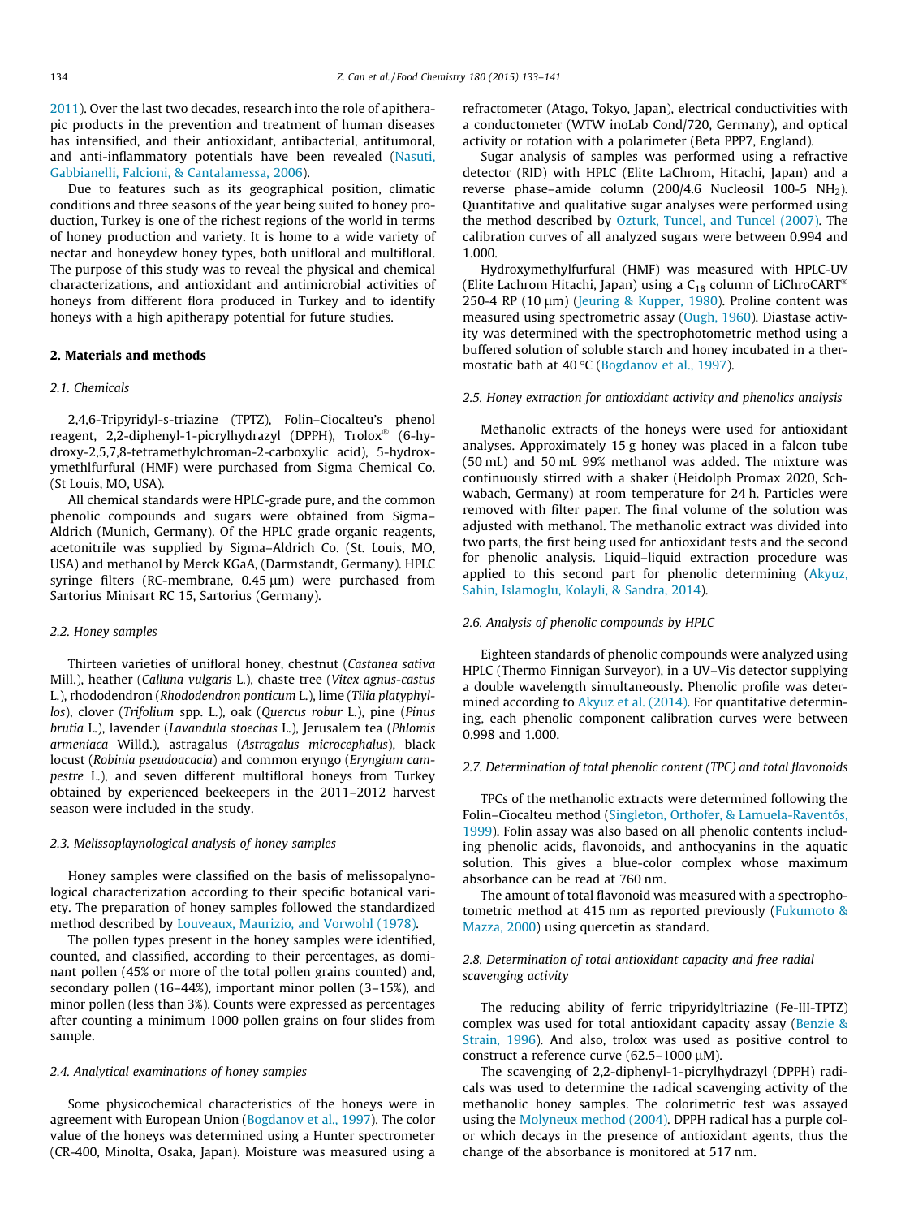2011). Over the last two decades, research into the role of apitherapic products in the prevention and treatment of human diseases has intensified, and their antioxidant, antibacterial, antitumoral, and anti-inflammatory potentials have been revealed (Nasuti, Gabbianelli, Falcioni, & Cantalamessa, 2006).

Due to features such as its geographical position, climatic conditions and three seasons of the year being suited to honey production, Turkey is one of the richest regions of the world in terms of honey production and variety. It is home to a wide variety of nectar and honeydew honey types, both unifloral and multifloral. The purpose of this study was to reveal the physical and chemical characterizations, and antioxidant and antimicrobial activities of honeys from different flora produced in Turkey and to identify honeys with a high apitherapy potential for future studies.

## 2. Materials and methods

### 2.1. Chemicals

2,4,6-Tripyridyl-s-triazine (TPTZ), Folin–Ciocalteu's phenol reagent, 2,2-diphenyl-1-picrylhydrazyl (DPPH), Trolox® (6-hydroxy-2,5,7,8-tetramethylchroman-2-carboxylic acid), 5-hydroxymethlfurfural (HMF) were purchased from Sigma Chemical Co. (St Louis, MO, USA).

All chemical standards were HPLC-grade pure, and the common phenolic compounds and sugars were obtained from Sigma–Aldrich (Munich, Germany). Of the HPLC grade organic reagents, acetonitrile was supplied by Sigma–Aldrich Co. (St. Louis, MO, USA) and methanol by Merck KGaA, (Darmstandt, Germany). HPLC syringe filters (RC-membrane, 0.45 μm) were purchased from Sartorius Minisart RC 15, Sartorius (Germany).

### 2.2. Honey samples

Thirteen varieties of unifloral honey, chestnut (*Castanea sativa* Mill.), heather (*Calluna vulgaris* L.), chaste tree (*Vitex agnus-castus* L.), rhododendron (*Rhododendron ponticum* L.), lime (*Tilia platyphyllos*), clover (*Trifolium* spp. L.), oak (*Quercus robur* L.), pine (*Pinus brutia* L.), lavender (*Lavandula stoechas* L.), Jerusalem tea (*Phlomis armeniaca* Willd.), astragalus (*Astragalus microcephalus*), black locust (*Robinia pseudoacacia*) and common eryngo (*Eryngium campestre* L.), and seven different multifloral honeys from Turkey obtained by experienced beekeepers in the 2011–2012 harvest season were included in the study.

### 2.3. Melissoplaynological analysis of honey samples

Honey samples were classified on the basis of melissopalynological characterization according to their specific botanical variety. The preparation of honey samples followed the standardized method described by Louveaux, Maurizio, and Vorwohl (1978).

The pollen types present in the honey samples were identified, counted, and classified, according to their percentages, as dominant pollen (45% or more of the total pollen grains counted) and, secondary pollen (16–44%), important minor pollen (3–15%), and minor pollen (less than 3%). Counts were expressed as percentages after counting a minimum 1000 pollen grains on four slides from sample.

### 2.4. Analytical examinations of honey samples

Some physicochemical characteristics of the honeys were in agreement with European Union (Bogdanov et al., 1997). The color value of the honeys was determined using a Hunter spectrometer (CR-400, Minolta, Osaka, Japan). Moisture was measured using a refractometer (Atago, Tokyo, Japan), electrical conductivities with a conductometer (WTW inoLab Cond/720, Germany), and optical activity or rotation with a polarimeter (Beta PPP7, England).

Sugar analysis of samples was performed using a refractive detector (RID) with HPLC (Elite LaChrom, Hitachi, Japan) and a reverse phase–amide column (200/4.6 Nucleosil 100-5 $NH_2$). Quantitative and qualitative sugar analyses were performed using the method described by Ozturk, Tuncel, and Tuncel (2007). The calibration curves of all analyzed sugars were between 0.994 and 1.000.

Hydroxymethylfurfural (HMF) was measured with HPLC-UV (Elite Lachrom Hitachi, Japan) using a $C_{18}$ column of LiChroCART® 250-4 RP (10 μm) (Jeuring & Kupper, 1980). Proline content was measured using spectrometric assay (Ough, 1960). Diastase activity was determined with the spectrophotometric method using a buffered solution of soluble starch and honey incubated in a thermostatic bath at 40 °C (Bogdanov et al., 1997).

### 2.5. Honey extraction for antioxidant activity and phenolics analysis

Methanolic extracts of the honeys were used for antioxidant analyses. Approximately 15 g honey was placed in a falcon tube (50 mL) and 50 mL 99% methanol was added. The mixture was continuously stirred with a shaker (Heidolph Promax 2020, Schwabach, Germany) at room temperature for 24 h. Particles were removed with filter paper. The final volume of the solution was adjusted with methanol. The methanolic extract was divided into two parts, the first being used for antioxidant tests and the second for phenolic analysis. Liquid–liquid extraction procedure was applied to this second part for phenolic determining (Akyuz, Sahin, Islamoglu, Kolayli, & Sandra, 2014).

### 2.6. Analysis of phenolic compounds by HPLC

Eighteen standards of phenolic compounds were analyzed using HPLC (Thermo Finnigan Surveyor), in a UV–Vis detector supplying a double wavelength simultaneously. Phenolic profile was determined according to Akyuz et al. (2014). For quantitative determining, each phenolic component calibration curves were between 0.998 and 1.000.

### 2.7. Determination of total phenolic content (TPC) and total flavonoids

TPCs of the methanolic extracts were determined following the Folin–Ciocalteu method (Singleton, Orthofer, & Lamuela-Raventós, 1999). Folin assay was also based on all phenolic contents including phenolic acids, flavonoids, and anthocyanins in the aquatic solution. This gives a blue-color complex whose maximum absorbance can be read at 760 nm.

The amount of total flavonoid was measured with a spectrophotometric method at 415 nm as reported previously (Fukumoto & Mazza, 2000) using quercetin as standard.

### 2.8. Determination of total antioxidant capacity and free radical scavenging activity

The reducing ability of ferric tripyridyltriazine (Fe-III-TPTZ) complex was used for total antioxidant capacity assay (Benzie & Strain, 1996). And also, trolox was used as positive control to construct a reference curve (62.5–1000 μM).

The scavenging of 2,2-diphenyl-1-picrylhydrazyl (DPPH) radicals was used to determine the radical scavenging activity of the methanolic honey samples. The colorimetric test was assayed using the Molyneux method (2004). DPPH radical has a purple color which decays in the presence of antioxidant agents, thus the change of the absorbance is monitored at 517 nm.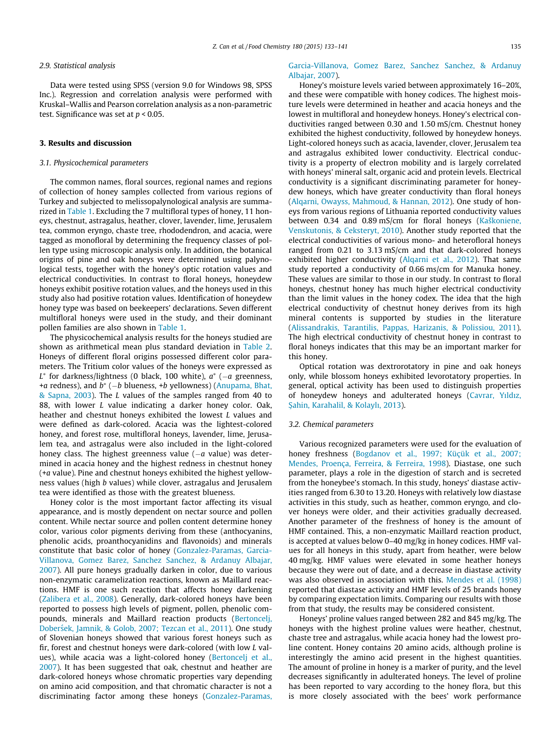### 2.9. Statistical analysis

Data were tested using SPSS (version 9.0 for Windows 98, SPSS Inc.). Regression and correlation analysis were performed with Kruskal–Wallis and Pearson correlation analysis as a non-parametric test. Significance was set at $p < 0.05$.

## 3. Results and discussion

### 3.1. Physicochemical parameters

The common names, floral sources, regional names and regions of collection of honey samples collected from various regions of Turkey and subjected to melissopalynological analysis are summarized in Table 1. Excluding the 7 multifloral types of honey, 11 honeys, chestnut, astragalus, heather, clover, lavender, lime, Jerusalem tea, common eryngo, chaste tree, rhododendron, and acacia, were tagged as monofloral by determining the frequency classes of pollen type using microscopic analysis only. In addition, the botanical origins of pine and oak honeys were determined using palynological tests, together with the honey's optic rotation values and electrical conductivities. In contrast to floral honeys, honeydew honeys exhibit positive rotation values, and the honeys used in this study also had positive rotation values. Identification of honeydew honey type was based on beekeepers' declarations. Seven different multifloral honeys were used in the study, and their dominant pollen families are also shown in Table 1.

The physicochemical analysis results for the honeys studied are shown as arithmetical mean plus standard deviation in Table 2. Honeys of different floral origins possessed different color parameters. The Tritium color values of the honeys were expressed as $L^*$ for darkness/lightness (0 black, 100 white), $a^*$ ($-a$ greenness, $+a$ redness), and $b^*$ ($-b$ blueness, $+b$ yellowness) (Anupama, Bhat, & Sapna, 2003). The $L$ values of the samples ranged from 40 to 88, with lower $L$ value indicating a darker honey color. Oak, heather and chestnut honeys exhibited the lowest $L$ values and were defined as dark-colored. Acacia was the lightest-colored honey, and forest rose, multifloral honeys, lavender, lime, Jerusalem tea, and astragalus were also included in the light-colored honey class. The highest greenness value ($-a$ value) was determined in acacia honey and the highest redness in chestnut honey ($+a$ value). Pine and chestnut honeys exhibited the highest yellowness values (high $b$ values) while clover, astragalus and Jerusalem tea were identified as those with the greatest blueness.

Honey color is the most important factor affecting its visual appearance, and is mostly dependent on nectar source and pollen content. While nectar source and pollen content determine honey color, various color pigments deriving from these (anthocyanins, phenolic acids, proanthocyanidins and flavonoids) and minerals constitute that basic color of honey (Gonzalez-Paramas, Garcia-Villanova, Gomez Barez, Sanchez Sanchez, & Ardanuy Albajar, 2007). All pure honeys gradually darken in color, due to various non-enzymatic caramelization reactions, known as Maillard reactions. HMF is one such reaction that affects honey darkening (Zalibera et al., 2008). Generally, dark-colored honeys have been reported to possess high levels of pigment, pollen, phenolic compounds, minerals and Maillard reaction products (Bertoncelj, Doberšek, Jamnik, & Golob, 2007; Tezcan et al., 2011). One study of Slovenian honeys showed that various forest honeys such as fir, forest and chestnut honeys were dark-colored (with low $L$ values), while acacia was a light-colored honey (Bertoncelj et al., 2007). It has been suggested that oak, chestnut and heather are dark-colored honeys whose chromatic properties vary depending on amino acid composition, and that chromatic character is not a discriminating factor among these honeys (Gonzalez-Paramas, Garcia-Villanova, Gomez Barez, Sanchez Sanchez, & Ardanuy Albajar, 2007).

Honey's moisture levels varied between approximately 16–20%, and these were compatible with honey codices. The highest moisture levels were determined in heather and acacia honeys and the lowest in multifloral and honeydew honeys. Honey's electrical conductivities ranged between 0.30 and 1.50 mS/cm. Chestnut honey exhibited the highest conductivity, followed by honeydew honeys. Light-colored honeys such as acacia, lavender, clover, Jerusalem tea and astragalus exhibited lower conductivity. Electrical conductivity is a property of electron mobility and is largely correlated with honeys' mineral salt, organic acid and protein levels. Electrical conductivity is a significant discriminating parameter for honeydew honeys, which have greater conductivity than floral honeys (Alqarni, Owayss, Mahmoud, & Hannan, 2012). One study of honeys from various regions of Lithuania reported conductivity values between 0.34 and 0.89 mS/cm for floral honeys (Kaškoniene, Venskutonis, & Ceksteryt, 2010). Another study reported that the electrical conductivities of various mono- and heterofloral honeys ranged from 0.21 to 3.13 mS/cm and that dark-colored honeys exhibited higher conductivity (Alqarni et al., 2012). That same study reported a conductivity of 0.66 ms/cm for Manuka honey. These values are similar to those in our study. In contrast to floral honeys, chestnut honey has much higher electrical conductivity than the limit values in the honey codex. The idea that the high electrical conductivity of chestnut honey derives from its high mineral contents is supported by studies in the literature (Alissandrakis, Tarantilis, Pappas, Harizanis, & Polissiou, 2011). The high electrical conductivity of chestnut honey in contrast to floral honeys indicates that this may be an important marker for this honey.

Optical rotation was dextrorotatory in pine and oak honeys only, while blossom honeys exhibited levorotatory properties. In general, optical activity has been used to distinguish properties of honeydew honeys and adulterated honeys (Cavrar, Yıldız, Şahin, Karahalil, & Kolaylı, 2013).

### 3.2. Chemical parameters

Various recognized parameters were used for the evaluation of honey freshness (Bogdanov et al., 1997; Küçük et al., 2007; Mendes, Proença, Ferreira, & Ferreira, 1998). Diastase, one such parameter, plays a role in the digestion of starch and is secreted from the honeybee's stomach. In this study, honeys' diastase activities ranged from 6.30 to 13.20. Honeys with relatively low diastase activities in this study, such as heather, common eryngo, and clover honeys were older, and their activities gradually decreased. Another parameter of the freshness of honey is the amount of HMF contained. This, a non-enzymatic Maillard reaction product, is accepted at values below 0–40 mg/kg in honey codices. HMF values for all honeys in this study, apart from heather, were below 40 mg/kg. HMF values were elevated in some heather honeys because they were out of date, and a decrease in diastase activity was also observed in association with this. Mendes et al. (1998) reported that diastase activity and HMF levels of 25 brands honey by comparing expectation limits. Comparing our results with those from that study, the results may be considered consistent.

Honeys' proline values ranged between 282 and 845 mg/kg. The honeys with the highest proline values were heather, chestnut, chaste tree and astragalus, while acacia honey had the lowest proline content. Honey contains 20 amino acids, although proline is interestingly the amino acid present in the highest quantities. The amount of proline in honey is a marker of purity, and the level decreases significantly in adulterated honeys. The level of proline has been reported to vary according to the honey flora, but this is more closely associated with the bees' work performance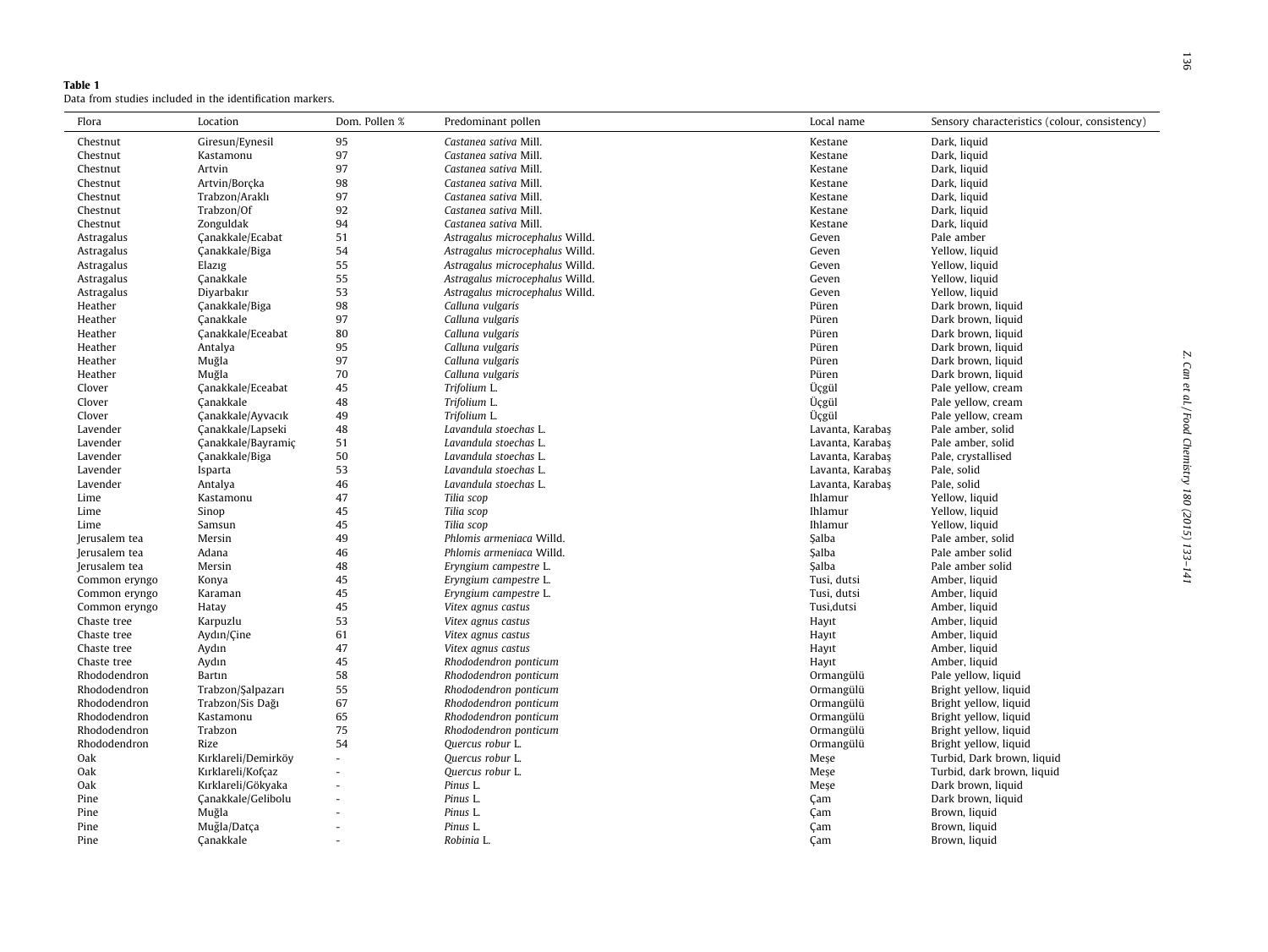**Table 1**
Data from studies included in the identification markers.

| Flora | Location | Dom. Pollen % | Predominant pollen | Local name | Sensory characteristics (colour, consistency) |
|---|---|---|---|---|---|
| Chestnut | Giresun/Eynesil | 95 | *Castanea sativa* Mill. | Kestane | Dark, liquid |
| Chestnut | Kastamonu | 97 | *Castanea sativa* Mill. | Kestane | Dark, liquid |
| Chestnut | Artvin | 97 | *Castanea sativa* Mill. | Kestane | Dark, liquid |
| Chestnut | Artvin/Borçka | 98 | *Castanea sativa* Mill. | Kestane | Dark, liquid |
| Chestnut | Trabzon/Araklı | 97 | *Castanea sativa* Mill. | Kestane | Dark, liquid |
| Chestnut | Trabzon/Of | 92 | *Castanea sativa* Mill. | Kestane | Dark, liquid |
| Chestnut | Zonguldak | 94 | *Castanea sativa* Mill. | Kestane | Dark, liquid |
| Astragalus | Çanakkale/Ecabat | 51 | *Astragalus microcephalus* Willd. | Geven | Pale amber |
| Astragalus | Çanakkale/Biga | 54 | *Astragalus microcephalus* Willd. | Geven | Yellow, liquid |
| Astragalus | Elazıg | 55 | *Astragalus microcephalus* Willd. | Geven | Yellow, liquid |
| Astragalus | Çanakkale | 55 | *Astragalus microcephalus* Willd. | Geven | Yellow, liquid |
| Astragalus | Diyarbakır | 53 | *Astragalus microcephalus* Willd. | Geven | Yellow, liquid |
| Heather | Çanakkale/Biga | 98 | *Calluna vulgaris* | Püren | Dark brown, liquid |
| Heather | Çanakkale | 97 | *Calluna vulgaris* | Püren | Dark brown, liquid |
| Heather | Çanakkale/Eceabat | 80 | *Calluna vulgaris* | Püren | Dark brown, liquid |
| Heather | Antalya | 95 | *Calluna vulgaris* | Püren | Dark brown, liquid |
| Heather | Muğla | 97 | *Calluna vulgaris* | Püren | Dark brown, liquid |
| Heather | Muğla | 70 | *Calluna vulgaris* | Püren | Dark brown, liquid |
| Clover | Çanakkale/Eceabat | 45 | *Trifolium* L. | Üçgül | Pale yellow, cream |
| Clover | Çanakkale | 48 | *Trifolium* L. | Üçgül | Pale yellow, cream |
| Clover | Çanakkale/Ayvacık | 49 | *Trifolium* L. | Üçgül | Pale yellow, cream |
| Lavender | Çanakkale/Lapseki | 48 | *Lavandula stoechas* L. | Lavanta, Karabaş | Pale amber, solid |
| Lavender | Çanakkale/Bayramiç | 51 | *Lavandula stoechas* L. | Lavanta, Karabaş | Pale amber, solid |
| Lavender | Çanakkale/Biga | 50 | *Lavandula stoechas* L. | Lavanta, Karabaş | Pale, crystallised |
| Lavender | Isparta | 53 | *Lavandula stoechas* L. | Lavanta, Karabaş | Pale, solid |
| Lavender | Antalya | 46 | *Lavandula stoechas* L. | Lavanta, Karabaş | Pale, solid |
| Lime | Kastamonu | 47 | *Tilia scop* | Ihlamur | Yellow, liquid |
| Lime | Sinop | 45 | *Tilia scop* | Ihlamur | Yellow, liquid |
| Lime | Samsun | 45 | *Tilia scop* | Ihlamur | Yellow, liquid |
| Jerusalem tea | Mersin | 49 | *Phlomis armeniaca* Willd. | Şalba | Pale amber, solid |
| Jerusalem tea | Adana | 46 | *Phlomis armeniaca* Willd. | Şalba | Pale amber solid |
| Jerusalem tea | Mersin | 48 | *Eryngium campestre* L. | Şalba | Pale amber solid |
| Common eryngo | Konya | 45 | *Eryngium campestre* L. | Tusi, dutsi | Amber, liquid |
| Common eryngo | Karaman | 45 | *Eryngium campestre* L. | Tusi, dutsi | Amber, liquid |
| Common eryngo | Hatay | 45 | *Vitex agnus castus* | Tusi,dutsi | Amber, liquid |
| Chaste tree | Karpuzlu | 53 | *Vitex agnus castus* | Hayıt | Amber, liquid |
| Chaste tree | Aydın/Çine | 61 | *Vitex agnus castus* | Hayıt | Amber, liquid |
| Chaste tree | Aydın | 47 | *Vitex agnus castus* | Hayıt | Amber, liquid |
| Chaste tree | Aydın | 45 | *Rhododendron ponticum* | Hayıt | Amber, liquid |
| Rhododendron | Bartın | 58 | *Rhododendron ponticum* | Ormangülü | Pale yellow, liquid |
| Rhododendron | Trabzon/Şalpazarı | 55 | *Rhododendron ponticum* | Ormangülü | Bright yellow, liquid |
| Rhododendron | Trabzon/Sis Dağı | 67 | *Rhododendron ponticum* | Ormangülü | Bright yellow, liquid |
| Rhododendron | Kastamonu | 65 | *Rhododendron ponticum* | Ormangülü | Bright yellow, liquid |
| Rhododendron | Trabzon | 75 | *Rhododendron ponticum* | Ormangülü | Bright yellow, liquid |
| Rhododendron | Rize | 54 | *Quercus robur* L. | Ormangülü | Bright yellow, liquid |
| Oak | Kırklareli/Demirköy | - | *Quercus robur* L. | Meşe | Turbid, Dark brown, liquid |
| Oak | Kırklareli/Kofçaz | - | *Quercus robur* L. | Meşe | Turbid, dark brown, liquid |
| Oak | Kırklareli/Gökyaka | - | *Pinus* L. | Meşe | Dark brown, liquid |
| Pine | Çanakkale/Gelibolu | - | *Pinus* L. | Çam | Dark brown, liquid |
| Pine | Muğla | - | *Pinus* L. | Çam | Brown, liquid |
| Pine | Muğla/Datça | - | *Pinus* L. | Çam | Brown, liquid |
| Pine | Çanakkale | - | *Robinia* L. | Çam | Brown, liquid |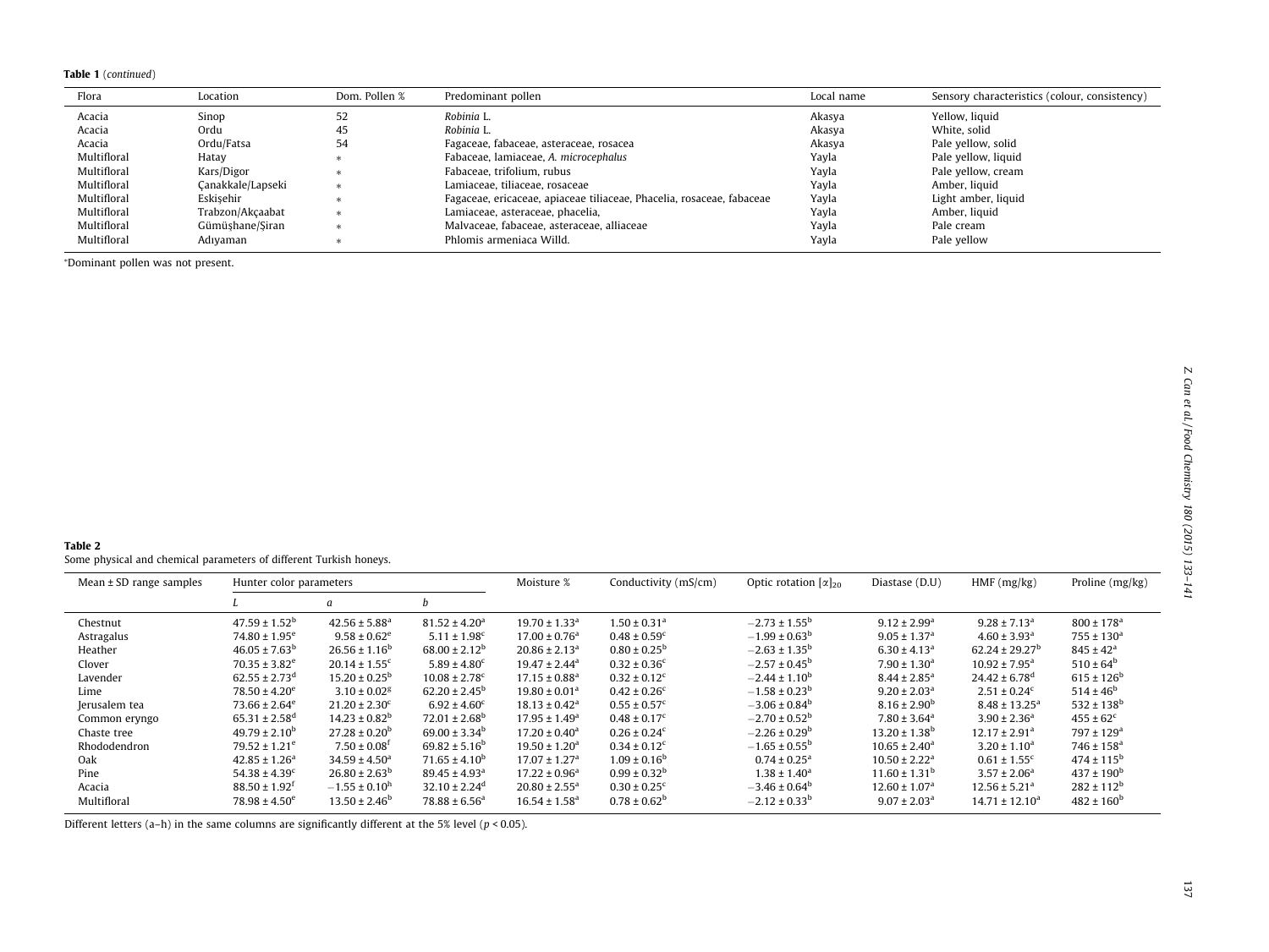**Table 1** (*continued*)

| Flora | Location | Dom. Pollen % | Predominant pollen | Local name | Sensory characteristics (colour, consistency) |
|---|---|---|---|---|---|
| Acacia | Sinop | 52 | *Robinia* L. | Akasya | Yellow, liquid |
| Acacia | Ordu | 45 | *Robinia* L. | Akasya | White, solid |
| Acacia | Ordu/Fatsa | 54 | Fagaceae, fabaceae, asteraceae, rosacea | Akasya | Pale yellow, solid |
| Multifloral | Hatay | * | Fabaceae, lamiaceae, *A. microcephalus* | Yayla | Pale yellow, liquid |
| Multifloral | Kars/Digor | * | Fabaceae, trifolium, rubus | Yayla | Pale yellow, cream |
| Multifloral | Çanakkale/Lapseki | * | Lamiaceae, tiliaceae, rosaceae | Yayla | Amber, liquid |
| Multifloral | Eskişehir | * | Fagaceae, ericaceae, apiaceae tiliaceae, Phacelia, rosaceae, fabaceae | Yayla | Light amber, liquid |
| Multifloral | Trabzon/Akçaabat | * | Lamiaceae, asteraceae, phacelia, | Yayla | Amber, liquid |
| Multifloral | Gümüşhane/Şiran | * | Malvaceae, fabaceae, asteraceae, alliaceae | Yayla | Pale cream |
| Multifloral | Adıyaman | * | Phlomis armeniaca Willd. | Yayla | Pale yellow |

*Dominant pollen was not present.

**Table 2**
Some physical and chemical parameters of different Turkish honeys.

| Mean ± SD range samples | Hunter color parameters | | | Moisture % | Conductivity (mS/cm) | Optic rotation $[\alpha]_{20}$ | Diastase (D.U) | HMF (mg/kg) | Proline (mg/kg) |
|---|---|---|---|---|---|---|---|---|---|
| | *L* | *a* | *b* | | | | | | |
| Chestnut | $47.59 \pm 1.52^{b}$ | $42.56 \pm 5.88^{a}$ | $81.52 \pm 4.20^{a}$ | $19.70 \pm 1.33^{a}$ | $1.50 \pm 0.31^{a}$ | $-2.73 \pm 1.55^{b}$ | $9.12 \pm 2.99^{a}$ | $9.28 \pm 7.13^{a}$ | $800 \pm 178^{a}$ |
| Astragalus | $74.80 \pm 1.95^{e}$ | $9.58 \pm 0.62^{e}$ | $5.11 \pm 1.98^{c}$ | $17.00 \pm 0.76^{a}$ | $0.48 \pm 0.59^{c}$ | $-1.99 \pm 0.63^{b}$ | $9.05 \pm 1.37^{a}$ | $4.60 \pm 3.93^{a}$ | $755 \pm 130^{a}$ |
| Heather | $46.05 \pm 7.63^{b}$ | $26.56 \pm 1.16^{b}$ | $68.00 \pm 2.12^{b}$ | $20.86 \pm 2.13^{a}$ | $0.80 \pm 0.25^{b}$ | $-2.63 \pm 1.35^{b}$ | $6.30 \pm 4.13^{a}$ | $62.24 \pm 29.27^{b}$ | $845 \pm 42^{a}$ |
| Clover | $70.35 \pm 3.82^{e}$ | $20.14 \pm 1.55^{c}$ | $5.89 \pm 4.80^{c}$ | $19.47 \pm 2.44^{a}$ | $0.32 \pm 0.36^{c}$ | $-2.57 \pm 0.45^{b}$ | $7.90 \pm 1.30^{a}$ | $10.92 \pm 7.95^{a}$ | $510 \pm 64^{b}$ |
| Lavender | $62.55 \pm 2.73^{d}$ | $15.20 \pm 0.25^{b}$ | $10.08 \pm 2.78^{c}$ | $17.15 \pm 0.88^{a}$ | $0.32 \pm 0.12^{c}$ | $-2.44 \pm 1.10^{b}$ | $8.44 \pm 2.85^{a}$ | $24.42 \pm 6.78^{d}$ | $615 \pm 126^{b}$ |
| Lime | $78.50 \pm 4.20^{e}$ | $3.10 \pm 0.02^{g}$ | $62.20 \pm 2.45^{b}$ | $19.80 \pm 0.01^{a}$ | $0.42 \pm 0.26^{c}$ | $-1.58 \pm 0.23^{b}$ | $9.20 \pm 2.03^{a}$ | $2.51 \pm 0.24^{c}$ | $514 \pm 46^{b}$ |
| Jerusalem tea | $73.66 \pm 2.64^{e}$ | $21.20 \pm 2.30^{c}$ | $6.92 \pm 4.60^{c}$ | $18.13 \pm 0.42^{a}$ | $0.55 \pm 0.57^{c}$ | $-3.06 \pm 0.84^{b}$ | $8.16 \pm 2.90^{b}$ | $8.48 \pm 13.25^{a}$ | $532 \pm 138^{b}$ |
| Common eryngo | $65.31 \pm 2.58^{d}$ | $14.23 \pm 0.82^{b}$ | $72.01 \pm 2.68^{b}$ | $17.95 \pm 1.49^{a}$ | $0.48 \pm 0.17^{c}$ | $-2.70 \pm 0.52^{b}$ | $7.80 \pm 3.64^{a}$ | $3.90 \pm 2.36^{a}$ | $455 \pm 62^{c}$ |
| Chaste tree | $49.79 \pm 2.10^{b}$ | $27.28 \pm 0.20^{b}$ | $69.00 \pm 3.34^{b}$ | $17.20 \pm 0.40^{a}$ | $0.26 \pm 0.24^{c}$ | $-2.26 \pm 0.29^{b}$ | $13.20 \pm 1.38^{b}$ | $12.17 \pm 2.91^{a}$ | $797 \pm 129^{a}$ |
| Rhododendron | $79.52 \pm 1.21^{e}$ | $7.50 \pm 0.08^{f}$ | $69.82 \pm 5.16^{b}$ | $19.50 \pm 1.20^{a}$ | $0.34 \pm 0.12^{c}$ | $-1.65 \pm 0.55^{b}$ | $10.65 \pm 2.40^{a}$ | $3.20 \pm 1.10^{a}$ | $746 \pm 158^{a}$ |
| Oak | $42.85 \pm 1.26^{a}$ | $34.59 \pm 4.50^{a}$ | $71.65 \pm 4.10^{b}$ | $17.07 \pm 1.27^{a}$ | $1.09 \pm 0.16^{b}$ | $0.74 \pm 0.25^{a}$ | $10.50 \pm 2.22^{a}$ | $0.61 \pm 1.55^{c}$ | $474 \pm 115^{b}$ |
| Pine | $54.38 \pm 4.39^{c}$ | $26.80 \pm 2.63^{b}$ | $89.45 \pm 4.93^{a}$ | $17.22 \pm 0.96^{a}$ | $0.99 \pm 0.32^{b}$ | $1.38 \pm 1.40^{a}$ | $11.60 \pm 1.31^{b}$ | $3.57 \pm 2.06^{a}$ | $437 \pm 190^{b}$ |
| Acacia | $88.50 \pm 1.92^{f}$ | $-1.55 \pm 0.10^{h}$ | $32.10 \pm 2.24^{d}$ | $20.80 \pm 2.55^{a}$ | $0.30 \pm 0.25^{c}$ | $-3.46 \pm 0.64^{b}$ | $12.60 \pm 1.07^{a}$ | $12.56 \pm 5.21^{a}$ | $282 \pm 112^{b}$ |
| Multifloral | $78.98 \pm 4.50^{e}$ | $13.50 \pm 2.46^{b}$ | $78.88 \pm 6.56^{a}$ | $16.54 \pm 1.58^{a}$ | $0.78 \pm 0.62^{b}$ | $-2.12 \pm 0.33^{b}$ | $9.07 \pm 2.03^{a}$ | $14.71 \pm 12.10^{a}$ | $482 \pm 160^{b}$ |

Different letters (a–h) in the same columns are significantly different at the 5% level ($p < 0.05$).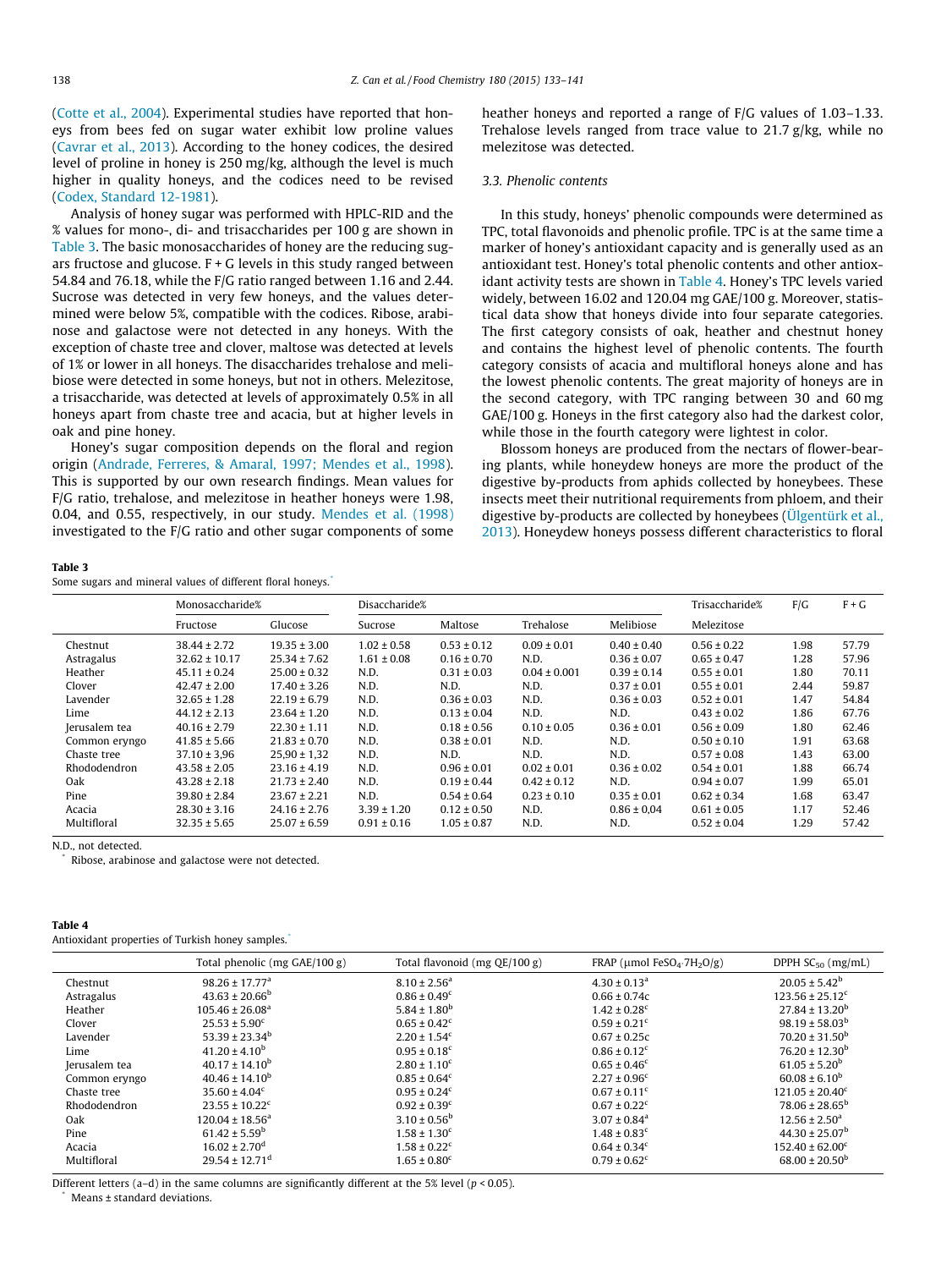(Cotte et al., 2004). Experimental studies have reported that honeys from bees fed on sugar water exhibit low proline values (Cavrar et al., 2013). According to the honey codices, the desired level of proline in honey is 250 mg/kg, although the level is much higher in quality honeys, and the codices need to be revised (Codex, Standard 12-1981).

Analysis of honey sugar was performed with HPLC-RID and the % values for mono-, di- and trisaccharides per 100 g are shown in Table 3. The basic monosaccharides of honey are the reducing sugars fructose and glucose. F + G levels in this study ranged between 54.84 and 76.18, while the F/G ratio ranged between 1.16 and 2.44. Sucrose was detected in very few honeys, and the values determined were below 5%, compatible with the codices. Ribose, arabinose and galactose were not detected in any honeys. With the exception of chaste tree and clover, maltose was detected at levels of 1% or lower in all honeys. The disaccharides trehalose and melibiose were detected in some honeys, but not in others. Melezitose, a trisaccharide, was detected at levels of approximately 0.5% in all honeys apart from chaste tree and acacia, but at higher levels in oak and pine honey.

Honey's sugar composition depends on the floral and region origin (Andrade, Ferreres, & Amaral, 1997; Mendes et al., 1998). This is supported by our own research findings. Mean values for F/G ratio, trehalose, and melezitose in heather honeys were 1.98, 0.04, and 0.55, respectively, in our study. Mendes et al. (1998) investigated to the F/G ratio and other sugar components of some heather honeys and reported a range of F/G values of 1.03–1.33. Trehalose levels ranged from trace value to 21.7 g/kg, while no melezitose was detected.

### 3.3. Phenolic contents

In this study, honeys' phenolic compounds were determined as TPC, total flavonoids and phenolic profile. TPC is at the same time a marker of honey's antioxidant capacity and is generally used as an antioxidant test. Honey's total phenolic contents and other antioxidant activity tests are shown in Table 4. Honey's TPC levels varied widely, between 16.02 and 120.04 mg GAE/100 g. Moreover, statistical data show that honeys divide into four separate categories. The first category consists of oak, heather and chestnut honey and contains the highest level of phenolic contents. The fourth category consists of acacia and multifloral honeys alone and has the lowest phenolic contents. The great majority of honeys are in the second category, with TPC ranging between 30 and 60 mg GAE/100 g. Honeys in the first category also had the darkest color, while those in the fourth category were lightest in color.

Blossom honeys are produced from the nectars of flower-bearing plants, while honeydew honeys are more the product of the digestive by-products from aphids collected by honeybees. These insects meet their nutritional requirements from phloem, and their digestive by-products are collected by honeybees (Ülgentürk et al., 2013). Honeydew honeys possess different characteristics to floral

**Table 3**
Some sugars and mineral values of different floral honeys.*

| | Monosaccharide% | | Disaccharide% | | | | Trisaccharide% | F/G | F + G |
|---|---|---|---|---|---|---|---|---|---|
| | Fructose | Glucose | Sucrose | Maltose | Trehalose | Melibiose | Melezitose | | |
| Chestnut | 38.44 ± 2.72 | 19.35 ± 3.00 | 1.02 ± 0.58 | 0.53 ± 0.12 | 0.09 ± 0.01 | 0.40 ± 0.40 | 0.56 ± 0.22 | 1.98 | 57.79 |
| Astragalus | 32.62 ± 10.17 | 25.34 ± 7.62 | 1.61 ± 0.08 | 0.16 ± 0.70 | N.D. | 0.36 ± 0.07 | 0.65 ± 0.47 | 1.28 | 57.96 |
| Heather | 45.11 ± 0.24 | 25.00 ± 0.32 | N.D. | 0.31 ± 0.03 | 0.04 ± 0.001 | 0.39 ± 0.14 | 0.55 ± 0.01 | 1.80 | 70.11 |
| Clover | 42.47 ± 2.00 | 17.40 ± 3.26 | N.D. | N.D. | N.D. | 0.37 ± 0.01 | 0.55 ± 0.01 | 2.44 | 59.87 |
| Lavender | 32.65 ± 1.28 | 22.19 ± 6.79 | N.D. | 0.36 ± 0.03 | N.D. | 0.36 ± 0.03 | 0.52 ± 0.01 | 1.47 | 54.84 |
| Lime | 44.12 ± 2.13 | 23.64 ± 1.20 | N.D. | 0.13 ± 0.04 | N.D. | N.D. | 0.43 ± 0.02 | 1.86 | 67.76 |
| Jerusalem tea | 40.16 ± 2.79 | 22.30 ± 1.11 | N.D. | 0.18 ± 0.56 | 0.10 ± 0.05 | 0.36 ± 0.01 | 0.56 ± 0.09 | 1.80 | 62.46 |
| Common eryngo | 41.85 ± 5.66 | 21.83 ± 0.70 | N.D. | 0.38 ± 0.01 | N.D. | N.D. | 0.50 ± 0.10 | 1.91 | 63.68 |
| Chaste tree | 37.10 ± 3,96 | 25,90 ± 1,32 | N.D. | N.D. | N.D. | N.D. | 0.57 ± 0.08 | 1.43 | 63.00 |
| Rhododendron | 43.58 ± 2.05 | 23.16 ± 4.19 | N.D. | 0.96 ± 0.01 | 0.02 ± 0.01 | 0.36 ± 0.02 | 0.54 ± 0.01 | 1.88 | 66.74 |
| Oak | 43.28 ± 2.18 | 21.73 ± 2.40 | N.D. | 0.19 ± 0.44 | 0.42 ± 0.12 | N.D. | 0.94 ± 0.07 | 1.99 | 65.01 |
| Pine | 39.80 ± 2.84 | 23.67 ± 2.21 | N.D. | 0.54 ± 0.64 | 0.23 ± 0.10 | 0.35 ± 0.01 | 0.62 ± 0.34 | 1.68 | 63.47 |
| Acacia | 28.30 ± 3.16 | 24.16 ± 2.76 | 3.39 ± 1.20 | 0.12 ± 0.50 | N.D. | 0.86 ± 0,04 | 0.61 ± 0.05 | 1.17 | 52.46 |
| Multifloral | 32.35 ± 5.65 | 25.07 ± 6.59 | 0.91 ± 0.16 | 1.05 ± 0.87 | N.D. | N.D. | 0.52 ± 0.04 | 1.29 | 57.42 |

N.D., not detected.
\* Ribose, arabinose and galactose were not detected.

**Table 4**
Antioxidant properties of Turkish honey samples.*

| | Total phenolic (mg GAE/100 g) | Total flavonoid (mg QE/100 g) | FRAP (μmol $FeSO_4 \cdot 7H_2O$/g) | DPPH $SC_{50}$ (mg/mL) |
|---|---|---|---|---|
| Chestnut | $98.26 \pm 17.77^a$ | $8.10 \pm 2.56^a$ | $4.30 \pm 0.13^a$ | $20.05 \pm 5.42^b$ |
| Astragalus | $43.63 \pm 20.66^b$ | $0.86 \pm 0.49^c$ | 0.66 ± 0.74c | $123.56 \pm 25.12^c$ |
| Heather | $105.46 \pm 26.08^a$ | $5.84 \pm 1.80^b$ | $1.42 \pm 0.28^c$ | $27.84 \pm 13.20^b$ |
| Clover | $25.53 \pm 5.90^c$ | $0.65 \pm 0.42^c$ | $0.59 \pm 0.21^c$ | $98.19 \pm 58.03^b$ |
| Lavender | $53.39 \pm 23.34^b$ | $2.20 \pm 1.54^c$ | 0.67 ± 0.25c | $70.20 \pm 31.50^b$ |
| Lime | $41.20 \pm 4.10^b$ | $0.95 \pm 0.18^c$ | $0.86 \pm 0.12^c$ | $76.20 \pm 12.30^b$ |
| Jerusalem tea | $40.17 \pm 14.10^b$ | $2.80 \pm 1.10^c$ | $0.65 \pm 0.46^c$ | $61.05 \pm 5.20^b$ |
| Common eryngo | $40.46 \pm 14.10^b$ | $0.85 \pm 0.64^c$ | $2.27 \pm 0.96^c$ | $60.08 \pm 6.10^b$ |
| Chaste tree | $35.60 \pm 4.04^c$ | $0.95 \pm 0.24^c$ | $0.67 \pm 0.11^c$ | $121.05 \pm 20.40^c$ |
| Rhododendron | $23.55 \pm 10.22^c$ | $0.92 \pm 0.39^c$ | $0.67 \pm 0.22^c$ | $78.06 \pm 28.65^b$ |
| Oak | $120.04 \pm 18.56^a$ | $3.10 \pm 0.56^b$ | $3.07 \pm 0.84^a$ | $12.56 \pm 2.50^a$ |
| Pine | $61.42 \pm 5.59^b$ | $1.58 \pm 1.30^c$ | $1.48 \pm 0.83^c$ | $44.30 \pm 25.07^b$ |
| Acacia | $16.02 \pm 2.70^d$ | $1.58 \pm 0.22^c$ | $0.64 \pm 0.34^c$ | $152.40 \pm 62.00^c$ |
| Multifloral | $29.54 \pm 12.71^d$ | $1.65 \pm 0.80^c$ | $0.79 \pm 0.62^c$ | $68.00 \pm 20.50^b$ |

Different letters (a–d) in the same columns are significantly different at the 5% level ($p < 0.05$).
\* Means ± standard deviations.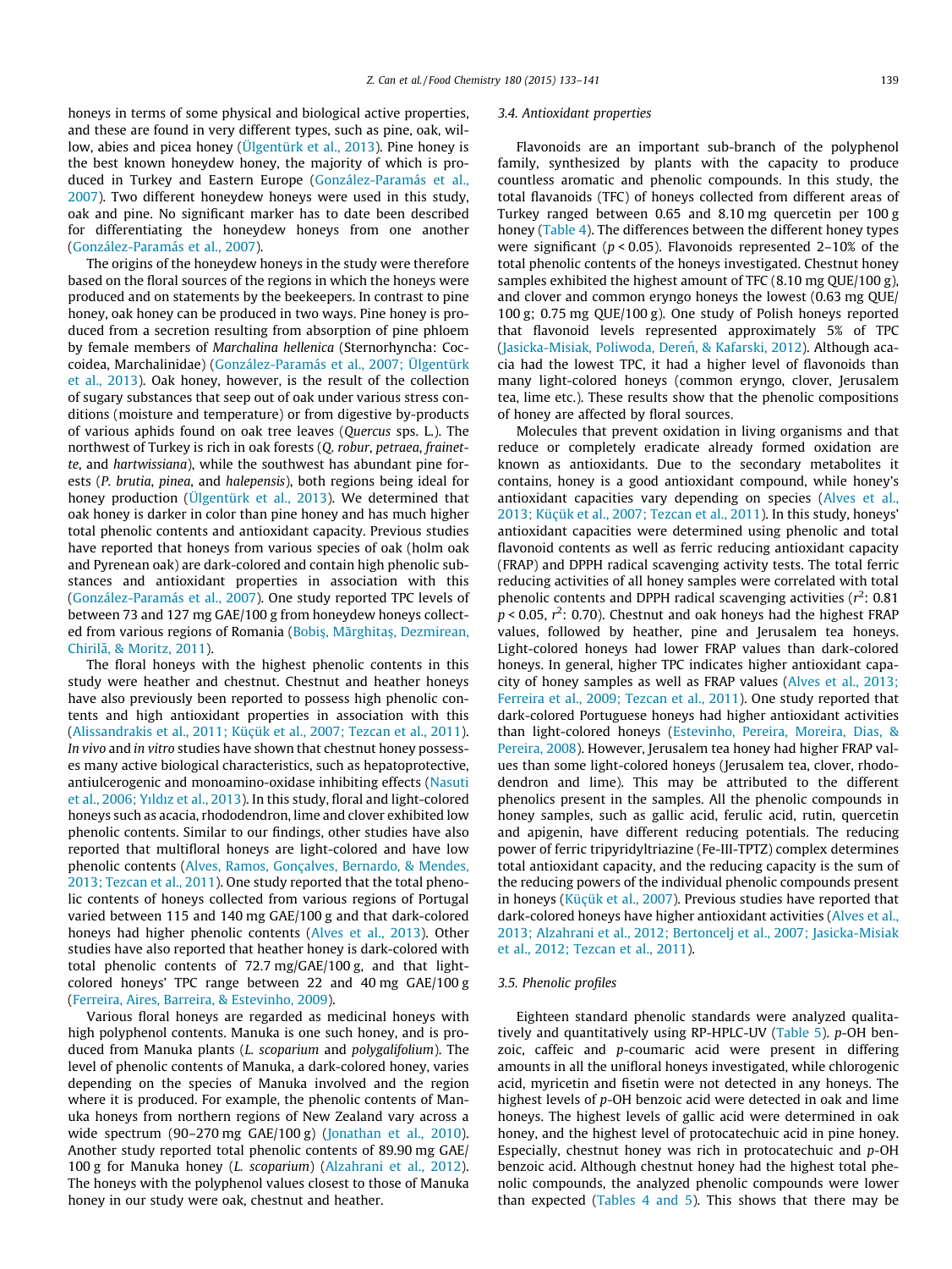honeys in terms of some physical and biological active properties, and these are found in very different types, such as pine, oak, willow, abies and picea honey (Ülgentürk et al., 2013). Pine honey is the best known honeydew honey, the majority of which is produced in Turkey and Eastern Europe (González-Paramás et al., 2007). Two different honeydew honeys were used in this study, oak and pine. No significant marker has to date been described for differentiating the honeydew honeys from one another (González-Paramás et al., 2007).

The origins of the honeydew honeys in the study were therefore based on the floral sources of the regions in which the honeys were produced and on statements by the beekeepers. In contrast to pine honey, oak honey can be produced in two ways. Pine honey is produced from a secretion resulting from absorption of pine phloem by female members of *Marchalina hellenica* (Sternorhyncha: Coccoidea, Marchalinidae) (González-Paramás et al., 2007; Ülgentürk et al., 2013). Oak honey, however, is the result of the collection of sugary substances that seep out of oak under various stress conditions (moisture and temperature) or from digestive by-products of various aphids found on oak tree leaves (*Quercus* sps. L.). The northwest of Turkey is rich in oak forests (*Q. robur*, *petraea*, *frainette*, and *hartwissiana*), while the southwest has abundant pine forests (*P. brutia*, *pinea*, and *halepensis*), both regions being ideal for honey production (Ülgentürk et al., 2013). We determined that oak honey is darker in color than pine honey and has much higher total phenolic contents and antioxidant capacity. Previous studies have reported that honeys from various species of oak (holm oak and Pyrenean oak) are dark-colored and contain high phenolic substances and antioxidant properties in association with this (González-Paramás et al., 2007). One study reported TPC levels of between 73 and 127 mg GAE/100 g from honeydew honeys collected from various regions of Romania (Bobiş, Mărghitaş, Dezmirean, Chirilă, & Moritz, 2011).

The floral honeys with the highest phenolic contents in this study were heather and chestnut. Chestnut and heather honeys have also previously been reported to possess high phenolic contents and high antioxidant properties in association with this (Alissandrakis et al., 2011; Küçük et al., 2007; Tezcan et al., 2011). *In vivo* and *in vitro* studies have shown that chestnut honey possesses many active biological characteristics, such as hepatoprotective, antiulcerogenic and monoamino-oxidase inhibiting effects (Nasuti et al., 2006; Yıldız et al., 2013). In this study, floral and light-colored honeys such as acacia, rhododendron, lime and clover exhibited low phenolic contents. Similar to our findings, other studies have also reported that multifloral honeys are light-colored and have low phenolic contents (Alves, Ramos, Gonçalves, Bernardo, & Mendes, 2013; Tezcan et al., 2011). One study reported that the total phenolic contents of honeys collected from various regions of Portugal varied between 115 and 140 mg GAE/100 g and that dark-colored honeys had higher phenolic contents (Alves et al., 2013). Other studies have also reported that heather honey is dark-colored with total phenolic contents of 72.7 mg/GAE/100 g, and that light-colored honeys' TPC range between 22 and 40 mg GAE/100 g (Ferreira, Aires, Barreira, & Estevinho, 2009).

Various floral honeys are regarded as medicinal honeys with high polyphenol contents. Manuka is one such honey, and is produced from Manuka plants (*L. scoparium* and *polygalifolium*). The level of phenolic contents of Manuka, a dark-colored honey, varies depending on the species of Manuka involved and the region where it is produced. For example, the phenolic contents of Manuka honeys from northern regions of New Zealand vary across a wide spectrum (90–270 mg GAE/100 g) (Jonathan et al., 2010). Another study reported total phenolic contents of 89.90 mg GAE/100 g for Manuka honey (*L. scoparium*) (Alzahrani et al., 2012). The honeys with the polyphenol values closest to those of Manuka honey in our study were oak, chestnut and heather.

### 3.4. Antioxidant properties

Flavonoids are an important sub-branch of the polyphenol family, synthesized by plants with the capacity to produce countless aromatic and phenolic compounds. In this study, the total flavanoids (TFC) of honeys collected from different areas of Turkey ranged between 0.65 and 8.10 mg quercetin per 100 g honey (Table 4). The differences between the different honey types were significant ($p < 0.05$). Flavonoids represented 2–10% of the total phenolic contents of the honeys investigated. Chestnut honey samples exhibited the highest amount of TFC (8.10 mg QUE/100 g), and clover and common eryngo honeys the lowest (0.63 mg QUE/100 g; 0.75 mg QUE/100 g). One study of Polish honeys reported that flavonoid levels represented approximately 5% of TPC (Jasicka-Misiak, Poliwoda, Dereń, & Kafarski, 2012). Although acacia had the lowest TPC, it had a higher level of flavonoids than many light-colored honeys (common eryngo, clover, Jerusalem tea, lime etc.). These results show that the phenolic compositions of honey are affected by floral sources.

Molecules that prevent oxidation in living organisms and that reduce or completely eradicate already formed oxidation are known as antioxidants. Due to the secondary metabolites it contains, honey is a good antioxidant compound, while honey's antioxidant capacities vary depending on species (Alves et al., 2013; Küçük et al., 2007; Tezcan et al., 2011). In this study, honeys' antioxidant capacities were determined using phenolic and total flavonoid contents as well as ferric reducing antioxidant capacity (FRAP) and DPPH radical scavenging activity tests. The total ferric reducing activities of all honey samples were correlated with total phenolic contents and DPPH radical scavenging activities ($r^2$: 0.81 $p < 0.05$, $r^2$: 0.70). Chestnut and oak honeys had the highest FRAP values, followed by heather, pine and Jerusalem tea honeys. Light-colored honeys had lower FRAP values than dark-colored honeys. In general, higher TPC indicates higher antioxidant capacity of honey samples as well as FRAP values (Alves et al., 2013; Ferreira et al., 2009; Tezcan et al., 2011). One study reported that dark-colored Portuguese honeys had higher antioxidant activities than light-colored honeys (Estevinho, Pereira, Moreira, Dias, & Pereira, 2008). However, Jerusalem tea honey had higher FRAP values than some light-colored honeys (Jerusalem tea, clover, rhododendron and lime). This may be attributed to the different phenolics present in the samples. All the phenolic compounds in honey samples, such as gallic acid, ferulic acid, rutin, quercetin and apigenin, have different reducing potentials. The reducing power of ferric tripyridyltriazine (Fe-III-TPTZ) complex determines total antioxidant capacity, and the reducing capacity is the sum of the reducing powers of the individual phenolic compounds present in honeys (Küçük et al., 2007). Previous studies have reported that dark-colored honeys have higher antioxidant activities (Alves et al., 2013; Alzahrani et al., 2012; Bertoncelj et al., 2007; Jasicka-Misiak et al., 2012; Tezcan et al., 2011).

### 3.5. Phenolic profiles

Eighteen standard phenolic standards were analyzed qualitatively and quantitatively using RP-HPLC-UV (Table 5). *p*-OH benzoic, caffeic and *p*-coumaric acid were present in differing amounts in all the unifloral honeys investigated, while chlorogenic acid, myricetin and fisetin were not detected in any honeys. The highest levels of *p*-OH benzoic acid were detected in oak and lime honeys. The highest levels of gallic acid were determined in oak honey, and the highest level of protocatechuic acid in pine honey. Especially, chestnut honey was rich in protocatechuic and *p*-OH benzoic acid. Although chestnut honey had the highest total phenolic compounds, the analyzed phenolic compounds were lower than expected (Tables 4 and 5). This shows that there may be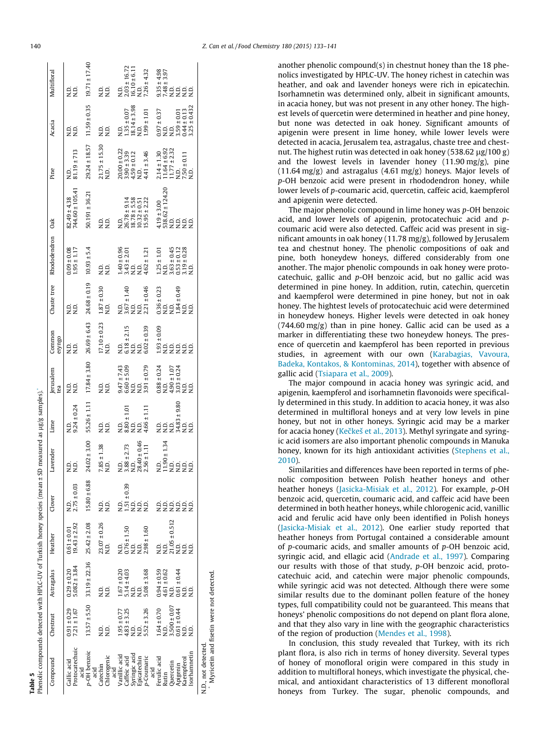**Table 5**
Phenolic compounds detected with HPLC-UV of Turkish honey species (mean ± SD measured as μg/g samples).*

| Compound | Chestnut | Astragalus | Heather | Clover | Lavender | Lime | Jerusalem tea | Common eryngo | Chaste tree | Rhododendron | Oak | Pine | Acacia | Multifloral |
|---|---|---|---|---|---|---|---|---|---|---|---|---|---|---|
| Gallic acid | 0.91 ± 0.29 | 0.29 ± 0.20 | 0.61 ± 0.01 | N.D. | N.D. | N.D. | N.D. | N.D. | N.D. | 0.09 ± 0.08 | 82.49 ± 4.38 | N.D. | N.D. | N.D. |
| Protocatechuic acid | 7.21 ± 1.67 | 5.082 ± 3.84 | 19.43 ± 2.92 | 2.75 ± 0.03 | N.D. | 9.24 ± 0.24 | N.D. | N.D. | N.D. | 1.95 ± 1.17 | 744.60 ± 105.41 | 81.19 ± 713 | N.D. | N.D. |
| *p*-OH benzoic acid | 13.57 ± 5.50 | 33.19 ± 22.36 | 25.42 ± 2.08 | 15.80 ± 6.88 | 24.02 ± 3.00 | 55.26 ± 1.11 | 17.84 ± 3.80 | 26.69 ± 6.43 | 24.68 ± 0.19 | 10.93 ± 5.4 | 50.191 ± 36.21 | 29.24 ± 18.57 | 11.59 ± 0.35 | 19.71 ± 17.40 |
| Catechin | N.D. | N.D. | 23.07 ± 0.26 | N.D. | 7.85 ± 1.38 | N.D. | N.D. | 17.10 ± 0.23 | 1.87 ± 0.30 | N.D. | N.D. | 21.75 ± 15.30 | N.D. | N.D. |
| Chlorogenic acid | N.D. | N.D. | N.D. | N.D. | N.D. | N.D. | N.D. | N.D. | N.D. | N.D. | N.D. | N.D. | N.D. | N.D. |
| Vanillic acid | 1.95 ± 0.77 | 1.67 ± 0.20 | N.D. | N.D. | N.D. | N.D. | 9.47 ± 7.43 | N.D. | N.D. | 1.40 ± 0.96 | N.D. | 20.00 ± 0.22 | N.D. | N.D. |
| Caffeic acid | 4.83 ± 3.25 | 5.14 ± 4.03 | 0.76 ± 1.50 | 1.51 ± 0.39 | 3.88 ± 2.73 | 8.80 ± 1.01 | 6.60 ± 5.09 | 6.18 ± 2.15 | 3.67 ± 1.40 | 3.43 ± 2.01 | 26.78 ± 9.14 | 3.90 ± 3.39 | 1.35 ± 0.07 | 2.03 ± 16.72 |
| Syringic acid | N.D. | N.D. | N.D. | N.D. | N.D. | N.D. | N.D. | N.D. | N.D. | N.D. | 18.78 ± 5.58 | 4.59 ± 0.12 | 18.14 ± 3.98 | 16.10 ± 6.11 |
| Epicatechin | N.D. | N.D. | N.D. | N.D. | 28.40 ± 0.46 | N.D. | N.D. | N.D. | N.D. | N.D. | 10.32 ± 0.51 | N.D. | N.D. | N.D. |
| *p*-Coumaric acid | 5.52 ± 3.26 | 5.08 ± 3.68 | 2.98 ± 1.60 | N.D. | 2.56 ± 1.11 | 4.66 ± 1.11 | 3.91 ± 0.79 | 6.02 ± 0.39 | 2.21 ± 0.46 | 4.62 ± 1.21 | 15.95 ± 2.22 | 4.41 ± 3.46 | 1.99 ± 1.01 | 7.26 ± 4.32 |
| Ferulic acid | 1.64 ± 0.70 | 0.94 ± 0.59 | N.D. | N.D. | N.D. | N.D. | 0.88 ± 0.24 | 1.93 ± 0.09 | 0.36 ± 0.23 | 1.25 ± 1.01 | 4.19 ± 3.00 | 2.14 ± 1.30 | 0.97 ± 0.37 | 9.35 ± 4.98 |
| Rutin | N.D. | 4.61 ± 0.62 | N.D. | N.D. | 11.90 ± 1.34 | N.D. | N.D. | N.D. | N.D. | N.D. | 538.62 ± 124.20 | 11.64 ± 6.92 | N.D. | 7.48 ± 3.97 |
| Quercetin | 3.500 ± 0.07 | N.D. | 21.05 ± 0.512 | N.D. | N.D. | N.D. | 4.90 ± 1.07 | N.D. | N.D. | 3.63 ± 0.45 | N.D. | 11.77 ± 2.32 | N.D. | N.D. |
| Apigenin | 0.61 ± 0.44 | 0.61 ± 0.44 | N.D. | N.D. | N.D. | 34.83 ± 9.80 | 3.03 ± 0.24 | N.D. | 1.84 ± 0.49 | 0.53 ± 0.12 | N.D. | N.D. | 3.59 ± 0.01 | N.D. |
| Kaempferol | N.D. | N.D. | N.D. | N.D. | N.D. | N.D. | N.D. | N.D. | N.D. | 3.19 ± 0.28 | N.D. | 7.50 ± 0.11 | 0.44 ± 0.13 | N.D. |
| Isorhamnetin | N.D. | N.D. | N.D. | N.D. | N.D. | N.D. | N.D. | N.D. | N.D. | N.D. | N.D. | N.D. | 3.25 ± 0.432 | N.D. |

N.D., not detected.
* Myricetin and fisetin were not detected.

another phenolic compound(s) in chestnut honey than the 18 phenolics investigated by HPLC-UV. The honey richest in catechin was heather, and oak and lavender honeys were rich in epicatechin. Isorhamnetin was determined only, albeit in significant amounts, in acacia honey, but was not present in any other honey. The highest levels of quercetin were determined in heather and pine honey, but none was detected in oak honey. Significant amounts of apigenin were present in lime honey, while lower levels were detected in acacia, Jerusalem tea, astragalus, chaste tree and chestnut. The highest rutin was detected in oak honey (538.62 μg/100 g) and the lowest levels in lavender honey (11.90 mg/g), pine (11.64 mg/g) and astragalus (4.61 mg/g) honeys. Major levels of *p*-OH benzoic acid were present in rhododendron honey, while lower levels of *p*-coumaric acid, quercetin, caffeic acid, kaempferol and apigenin were detected.

The major phenolic compound in lime honey was *p*-OH benzoic acid, and lower levels of apigenin, protocatechuic acid and *p*-coumaric acid were also detected. Caffeic acid was present in significant amounts in oak honey (11.78 mg/g), followed by Jerusalem tea and chestnut honey. The phenolic compositions of oak and pine, both honeydew honeys, differed considerably from one another. The major phenolic compounds in oak honey were protocatechuic, gallic and *p*-OH benzoic acid, but no gallic acid was determined in pine honey. In addition, rutin, catechin, quercetin and kaempferol were determined in pine honey, but not in oak honey. The hightest levels of protocatechuic acid were determined in honeydew honeys. Higher levels were detected in oak honey (744.60 mg/g) than in pine honey. Gallic acid can be used as a marker in differentiating these two honeydew honeys. The presence of quercetin and kaempferol has been reported in previous studies, in agreement with our own (Karabagias, Vavoura, Badeka, Kontakos, & Kontominas, 2014), together with absence of gallic acid (Tsiapara et al., 2009).

The major compound in acacia honey was syringic acid, and apigenin, kaempferol and isorhamnetin flavonoids were specifically determined in this study. In addition to acacia honey, it was also determined in multifloral honeys and at very low levels in pine honey, but not in other honeys. Syringic acid may be a marker for acacia honey (Kečkeš et al., 2013). Methyl syringate and syringic acid isomers are also important phenolic compounds in Manuka honey, known for its high antioxidant activities (Stephens et al., 2010).

Similarities and differences have been reported in terms of phenolic composition between Polish heather honeys and other heather honeys (Jasicka-Misiak et al., 2012). For example, *p*-OH benzoic acid, quercetin, coumaric acid, and caffeic acid have been determined in both heather honeys, while chlorogenic acid, vanillic acid and ferulic acid have only been identified in Polish honeys (Jasicka-Misiak et al., 2012). One earlier study reported that heather honeys from Portugal contained a considerable amount of *p*-coumaric acids, and smaller amounts of *p*-OH benzoic acid, syringic acid, and ellagic acid (Andrade et al., 1997). Comparing our results with those of that study, *p*-OH benzoic acid, protocatechuic acid, and catechin were major phenolic compounds, while syringic acid was not detected. Although there were some similar results due to the dominant pollen feature of the honey types, full compatibility could not be guaranteed. This means that honeys' phenolic compositions do not depend on plant flora alone, and that they also vary in line with the geographic characteristics of the region of production (Mendes et al., 1998).

In conclusion, this study revealed that Turkey, with its rich plant flora, is also rich in terms of honey diversity. Several types of honey of monofloral origin were compared in this study in addition to multifloral honeys, which investigate the physical, chemical, and antioxidant characteristics of 13 different monofloral honeys from Turkey. The sugar, phenolic compounds, and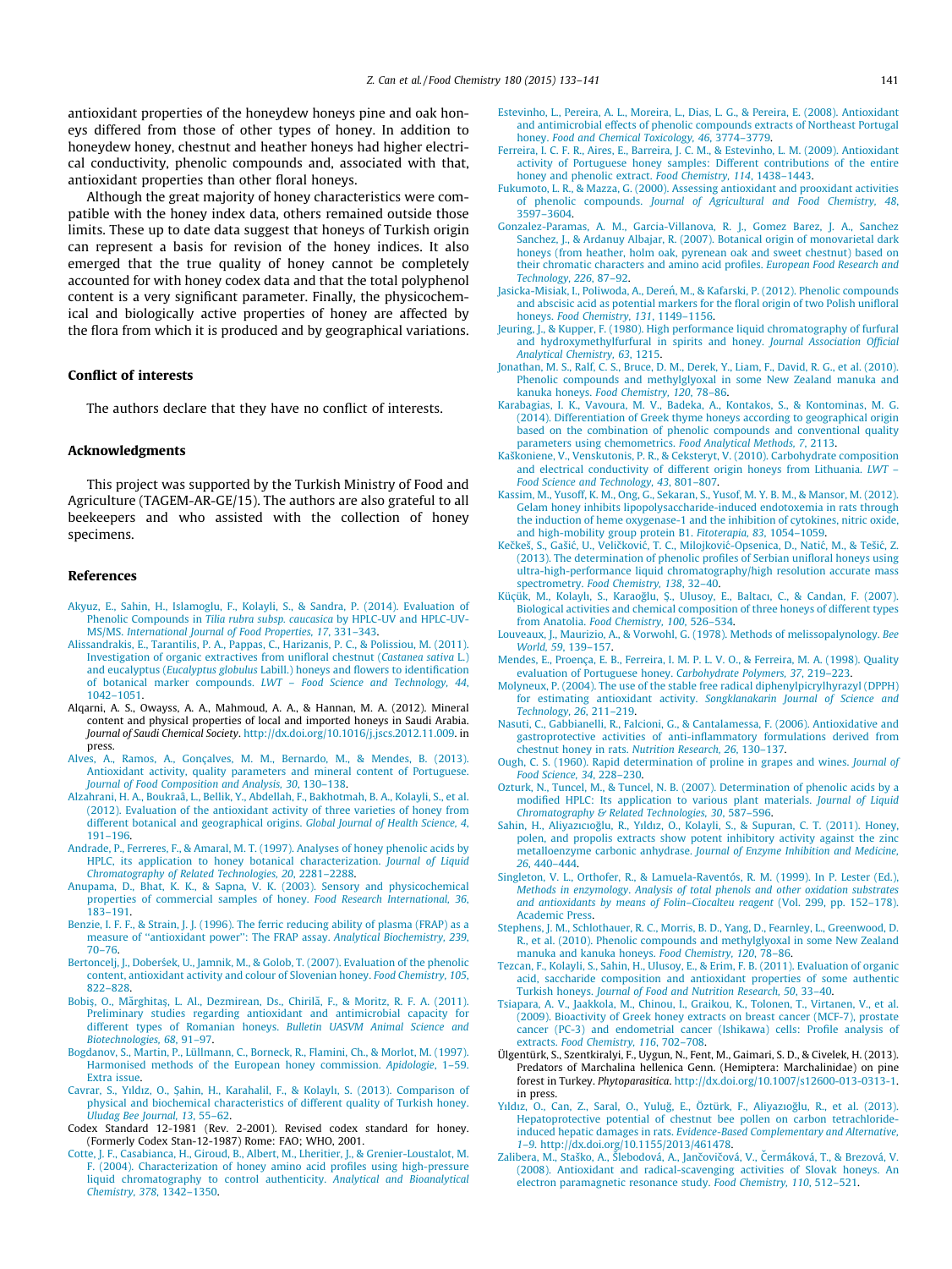antioxidant properties of the honeydew honeys pine and oak honeys differed from those of other types of honey. In addition to honeydew honey, chestnut and heather honeys had higher electrical conductivity, phenolic compounds and, associated with that, antioxidant properties than other floral honeys.

Although the great majority of honey characteristics were compatible with the honey index data, others remained outside those limits. These up to date data suggest that honeys of Turkish origin can represent a basis for revision of the honey indices. It also emerged that the true quality of honey cannot be completely accounted for with honey codex data and that the total polyphenol content is a very significant parameter. Finally, the physicochemical and biologically active properties of honey are affected by the flora from which it is produced and by geographical variations.

## Conflict of interests

The authors declare that they have no conflict of interests.

## Acknowledgments

This project was supported by the Turkish Ministry of Food and Agriculture (TAGEM-AR-GE/15). The authors are also grateful to all beekeepers and who assisted with the collection of honey specimens.

## References

Akyuz, E., Sahin, H., Islamoglu, F., Kolayli, S., & Sandra, P. (2014). Evaluation of Phenolic Compounds in *Tilia rubra subsp. caucasica* by HPLC-UV and HPLC-UV-MS/MS. *International Journal of Food Properties, 17*, 331–343.

Alissandrakis, E., Tarantilis, P. A., Pappas, C., Harizanis, P. C., & Polissiou, M. (2011). Investigation of organic extractives from unifloral chestnut (*Castanea sativa* L.) and eucalyptus (*Eucalyptus globulus* Labill.) honeys and flowers to identification of botanical marker compounds. *LWT – Food Science and Technology, 44*, 1042–1051.

Alqarni, A. S., Owayss, A. A., Mahmoud, A. A., & Hannan, M. A. (2012). Mineral content and physical properties of local and imported honeys in Saudi Arabia. *Journal of Saudi Chemical Society*. http://dx.doi.org/10.1016/j.jscs.2012.11.009. in press.

Alves, A., Ramos, A., Gonçalves, M. M., Bernardo, M., & Mendes, B. (2013). Antioxidant activity, quality parameters and mineral content of Portuguese. *Journal of Food Composition and Analysis, 30*, 130–138.

Alzahrani, H. A., Boukraâ, L., Bellik, Y., Abdellah, F., Bakhotmah, B. A., Kolayli, S., et al. (2012). Evaluation of the antioxidant activity of three varieties of honey from different botanical and geographical origins. *Global Journal of Health Science, 4*, 191–196.

Andrade, P., Ferreres, F., & Amaral, M. T. (1997). Analyses of honey phenolic acids by HPLC, its application to honey botanical characterization. *Journal of Liquid Chromatography of Related Technologies, 20*, 2281–2288.

Anupama, D., Bhat, K. K., & Sapna, V. K. (2003). Sensory and physicochemical properties of commercial samples of honey. *Food Research International, 36*, 183–191.

Benzie, I. F. F., & Strain, J. J. (1996). The ferric reducing ability of plasma (FRAP) as a measure of "antioxidant power": The FRAP assay. *Analytical Biochemistry, 239*, 70–76.

Bertoncelj, J., Doberšek, U., Jamnik, M., & Golob, T. (2007). Evaluation of the phenolic content, antioxidant activity and colour of Slovenian honey. *Food Chemistry, 105*, 822–828.

Bobiş, O., Mărghitaş, L. Al., Dezmirean, Ds., Chirilă, F., & Moritz, R. F. A. (2011). Preliminary studies regarding antioxidant and antimicrobial capacity for different types of Romanian honeys. *Bulletin UASVM Animal Science and Biotechnologies, 68*, 91–97.

Bogdanov, S., Martin, P., Lüllmann, C., Borneck, R., Flamini, Ch., & Morlot, M. (1997). Harmonised methods of the European honey commission. *Apidologie*, 1–59. Extra issue.

Cavrar, S., Yıldız, O., Şahin, H., Karahalil, F., & Kolaylı, S. (2013). Comparison of physical and biochemical characteristics of different quality of Turkish honey. *Uludag Bee Journal, 13*, 55–62.

Codex Standard 12-1981 (Rev. 2-2001). Revised codex standard for honey. (Formerly Codex Stan-12-1987) Rome: FAO; WHO, 2001.

Cotte, J. F., Casabianca, H., Giroud, B., Albert, M., Lheritier, J., & Grenier-Loustalot, M. F. (2004). Characterization of honey amino acid profiles using high-pressure liquid chromatography to control authenticity. *Analytical and Bioanalytical Chemistry, 378*, 1342–1350.

Estevinho, L., Pereira, A. L., Moreira, L., Dias, L. G., & Pereira, E. (2008). Antioxidant and antimicrobial effects of phenolic compounds extracts of Northeast Portugal honey. *Food and Chemical Toxicology, 46*, 3774–3779.

Ferreira, I. C. F. R., Aires, E., Barreira, J. C. M., & Estevinho, L. M. (2009). Antioxidant activity of Portuguese honey samples: Different contributions of the entire honey and phenolic extract. *Food Chemistry, 114*, 1438–1443.

Fukumoto, L. R., & Mazza, G. (2000). Assessing antioxidant and prooxidant activities of phenolic compounds. *Journal of Agricultural and Food Chemistry, 48*, 3597–3604.

Gonzalez-Paramas, A. M., Garcia-Villanova, R. J., Gomez Barez, J. A., Sanchez Sanchez, J., & Ardanuy Albajar, R. (2007). Botanical origin of monovarietal dark honeys (from heather, holm oak, pyrenean oak and sweet chestnut) based on their chromatic characters and amino acid profiles. *European Food Research and Technology, 226*, 87–92.

Jasicka-Misiak, I., Poliwoda, A., Dereń, M., & Kafarski, P. (2012). Phenolic compounds and abscisic acid as potential markers for the floral origin of two Polish unifloral honeys. *Food Chemistry, 131*, 1149–1156.

Jeuring, J., & Kupper, F. (1980). High performance liquid chromatography of furfural and hydroxymethylfurfural in spirits and honey. *Journal Association Official Analytical Chemistry, 63*, 1215.

Jonathan, M. S., Ralf, C. S., Bruce, D. M., Derek, Y., Liam, F., David, R. G., et al. (2010). Phenolic compounds and methylglyoxal in some New Zealand manuka and kanuka honeys. *Food Chemistry, 120*, 78–86.

Karabagias, I. K., Vavoura, M. V., Badeka, A., Kontakos, S., & Kontominas, M. G. (2014). Differentiation of Greek thyme honeys according to geographical origin based on the combination of phenolic compounds and conventional quality parameters using chemometrics. *Food Analytical Methods, 7*, 2113.

Kaškoniene, V., Venskutonis, P. R., & Ceksteryt, V. (2010). Carbohydrate composition and electrical conductivity of different origin honeys from Lithuania. *LWT – Food Science and Technology, 43*, 801–807.

Kassim, M., Yusoff, K. M., Ong, G., Sekaran, S., Yusof, M. Y. B. M., & Mansor, M. (2012). Gelam honey inhibits lipopolysaccharide-induced endotoxemia in rats through the induction of heme oxygenase-1 and the inhibition of cytokines, nitric oxide, and high-mobility group protein B1. *Fitoterapia, 83*, 1054–1059.

Kečkeš, S., Gašić, U., Veličković, T. C., Milojković-Opsenica, D., Natić, M., & Tešić, Z. (2013). The determination of phenolic profiles of Serbian unifloral honeys using ultra-high-performance liquid chromatography/high resolution accurate mass spectrometry. *Food Chemistry, 138*, 32–40.

Küçük, M., Kolaylı, S., Karaoğlu, Ş., Ulusoy, E., Baltacı, C., & Candan, F. (2007). Biological activities and chemical composition of three honeys of different types from Anatolia. *Food Chemistry, 100*, 526–534.

Louveaux, J., Maurizio, A., & Vorwohl, G. (1978). Methods of melissopalynology. *Bee World, 59*, 139–157.

Mendes, E., Proença, E. B., Ferreira, I. M. P. L. V. O., & Ferreira, M. A. (1998). Quality evaluation of Portuguese honey. *Carbohydrate Polymers, 37*, 219–223.

Molyneux, P. (2004). The use of the stable free radical diphenylpicrylhyrazyl (DPPH) for estimating antioxidant activity. *Songklanakarin Journal of Science and Technology, 26*, 211–219.

Nasuti, C., Gabbianelli, R., Falcioni, G., & Cantalamessa, F. (2006). Antioxidative and gastroprotective activities of anti-inflammatory formulations derived from chestnut honey in rats. *Nutrition Research, 26*, 130–137.

Ough, C. S. (1960). Rapid determination of proline in grapes and wines. *Journal of Food Science, 34*, 228–230.

Ozturk, N., Tuncel, M., & Tuncel, N. B. (2007). Determination of phenolic acids by a modified HPLC: Its application to various plant materials. *Journal of Liquid Chromatography & Related Technologies, 30*, 587–596.

Sahin, H., Aliyazıcıoğlu, R., Yıldız, O., Kolayli, S., & Supuran, C. T. (2011). Honey, polen, and propolis extracts show potent inhibitory activity against the zinc metalloenzyme carbonic anhydrase. *Journal of Enzyme Inhibition and Medicine, 26*, 440–444.

Singleton, V. L., Orthofer, R., & Lamuela-Raventós, R. M. (1999). In P. Lester (Ed.), *Methods in enzymology. Analysis of total phenols and other oxidation substrates and antioxidants by means of Folin–Ciocalteu reagent* (Vol. 299, pp. 152–178). Academic Press.

Stephens, J. M., Schlothauer, R. C., Morris, B. D., Yang, D., Fearnley, L., Greenwood, D. R., et al. (2010). Phenolic compounds and methylglyoxal in some New Zealand manuka and kanuka honeys. *Food Chemistry, 120*, 78–86.

Tezcan, F., Kolayli, S., Sahin, H., Ulusoy, E., & Erim, F. B. (2011). Evaluation of organic acid, saccharide composition and antioxidant properties of some authentic Turkish honeys. *Journal of Food and Nutrition Research, 50*, 33–40.

Tsiapara, A. V., Jaakkola, M., Chinou, I., Graikou, K., Tolonen, T., Virtanen, V., et al. (2009). Bioactivity of Greek honey extracts on breast cancer (MCF-7), prostate cancer (PC-3) and endometrial cancer (Ishikawa) cells: Profile analysis of extracts. *Food Chemistry, 116*, 702–708.

Ülgentürk, S., Szentkiralyi, F., Uygun, N., Fent, M., Gaimari, S. D., & Civelek, H. (2013). Predators of Marchalina hellenica Genn. (Hemiptera: Marchalinidae) on pine forest in Turkey. *Phytoparasitica*. http://dx.doi.org/10.1007/s12600-013-0313-1. in press.

Yıldız, O., Can, Z., Saral, O., Yuluğ, E., Öztürk, F., Aliyazıoğlu, R., et al. (2013). Hepatoprotective potential of chestnut bee pollen on carbon tetrachloride-induced hepatic damages in rats. *Evidence-Based Complementary and Alternative*, 1–9. http://dx.doi.org/10.1155/2013/461478.

Zalibera, M., Staško, A., Šlebodová, A., Jančovičová, V., Čermáková, T., & Brezová, V. (2008). Antioxidant and radical-scavenging activities of Slovak honeys. An electron paramagnetic resonance study. *Food Chemistry, 110*, 512–521.